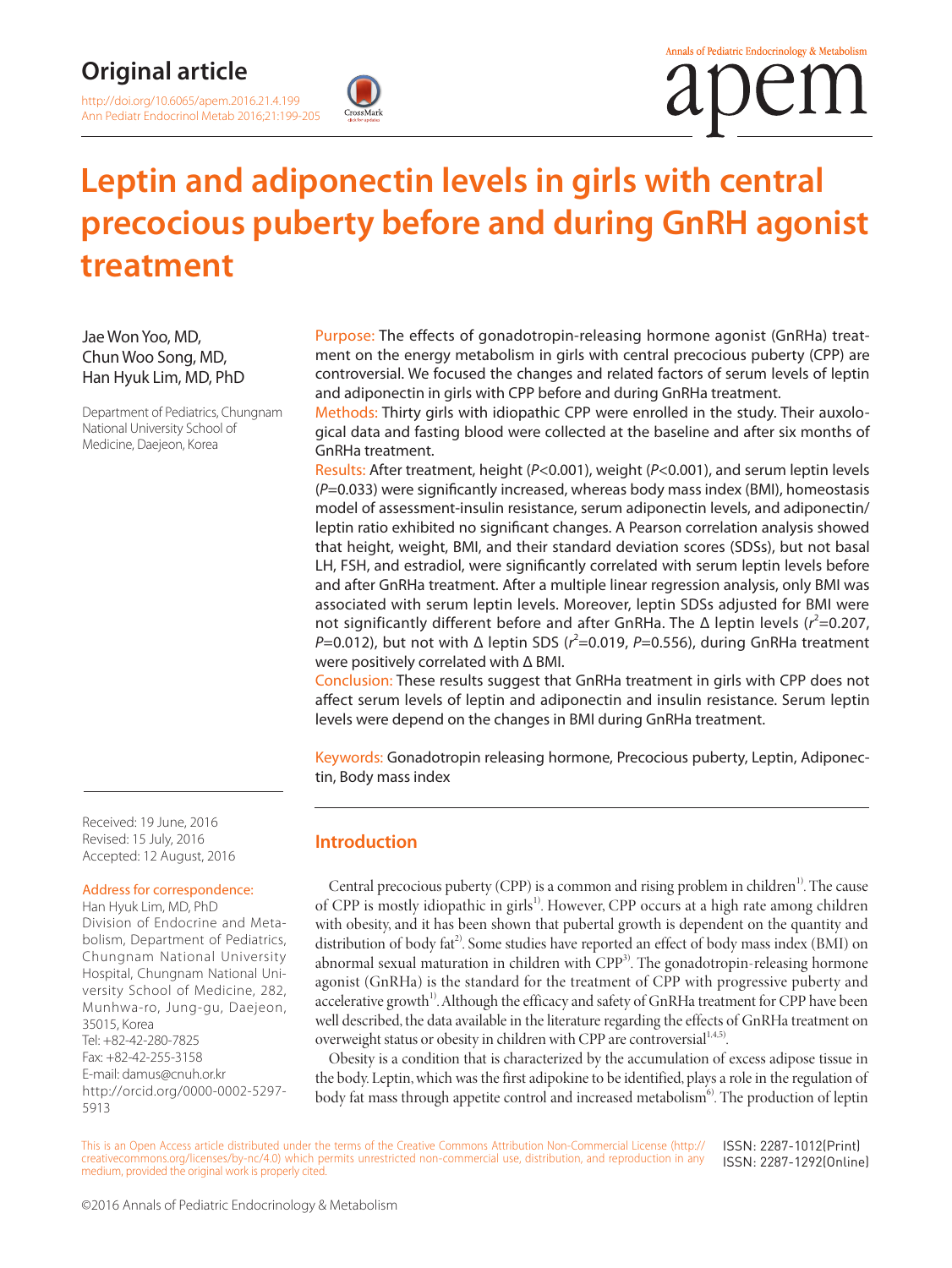Original article

http://doi.org/10.6065/apem.2016.21.4.199
Ann Pediatr Endocrinol Metab 2016;21:199-205

# Leptin and adiponectin levels in girls with central precocious puberty before and during GnRH agonist treatment

Jae Won Yoo, MD, Chun Woo Song, MD, Han Hyuk Lim, MD, PhD

Department of Pediatrics, Chungnam National University School of Medicine, Daejeon, Korea

**Purpose:** The effects of gonadotropin-releasing hormone agonist (GnRHa) treatment on the energy metabolism in girls with central precocious puberty (CPP) are controversial. We focused the changes and related factors of serum levels of leptin and adiponectin in girls with CPP before and during GnRHa treatment.

**Methods:** Thirty girls with idiopathic CPP were enrolled in the study. Their auxological data and fasting blood were collected at the baseline and after six months of GnRHa treatment.

**Results:** After treatment, height ($P$<0.001), weight ($P$<0.001), and serum leptin levels ($P$=0.033) were significantly increased, whereas body mass index (BMI), homeostasis model of assessment-insulin resistance, serum adiponectin levels, and adiponectin/leptin ratio exhibited no significant changes. A Pearson correlation analysis showed that height, weight, BMI, and their standard deviation scores (SDSs), but not basal LH, FSH, and estradiol, were significantly correlated with serum leptin levels before and after GnRHa treatment. After a multiple linear regression analysis, only BMI was associated with serum leptin levels. Moreover, leptin SDSs adjusted for BMI were not significantly different before and after GnRHa. The Δ leptin levels ($r^2$=0.207, $P$=0.012), but not with Δ leptin SDS ($r^2$=0.019, $P$=0.556), during GnRHa treatment were positively correlated with Δ BMI.

**Conclusion:** These results suggest that GnRHa treatment in girls with CPP does not affect serum levels of leptin and adiponectin and insulin resistance. Serum leptin levels were depend on the changes in BMI during GnRHa treatment.

**Keywords:** Gonadotropin releasing hormone, Precocious puberty, Leptin, Adiponectin, Body mass index

Received: 19 June, 2016
Revised: 15 July, 2016
Accepted: 12 August, 2016

Address for correspondence:
Han Hyuk Lim, MD, PhD
Division of Endocrine and Metabolism, Department of Pediatrics, Chungnam National University Hospital, Chungnam National University School of Medicine, 282, Munhwa-ro, Jung-gu, Daejeon, 35015, Korea
Tel: +82-42-280-7825
Fax: +82-42-255-3158
E-mail: damus@cnuh.or.kr
http://orcid.org/0000-0002-5297-5913

## Introduction

Central precocious puberty (CPP) is a common and rising problem in children[1]. The cause of CPP is mostly idiopathic in girls[1]. However, CPP occurs at a high rate among children with obesity, and it has been shown that pubertal growth is dependent on the quantity and distribution of body fat[2]. Some studies have reported an effect of body mass index (BMI) on abnormal sexual maturation in children with CPP[3]. The gonadotropin-releasing hormone agonist (GnRHa) is the standard for the treatment of CPP with progressive puberty and accelerative growth[1]. Although the efficacy and safety of GnRHa treatment for CPP have been well described, the data available in the literature regarding the effects of GnRHa treatment on overweight status or obesity in children with CPP are controversial[1,4,5].

Obesity is a condition that is characterized by the accumulation of excess adipose tissue in the body. Leptin, which was the first adipokine to be identified, plays a role in the regulation of body fat mass through appetite control and increased metabolism[6]. The production of leptin

This is an Open Access article distributed under the terms of the Creative Commons Attribution Non-Commercial License (http://creativecommons.org/licenses/by-nc/4.0) which permits unrestricted non-commercial use, distribution, and reproduction in any medium, provided the original work is properly cited.

ISSN: 2287-1012(Print)
ISSN: 2287-1292(Online)

©2016 Annals of Pediatric Endocrinology & Metabolism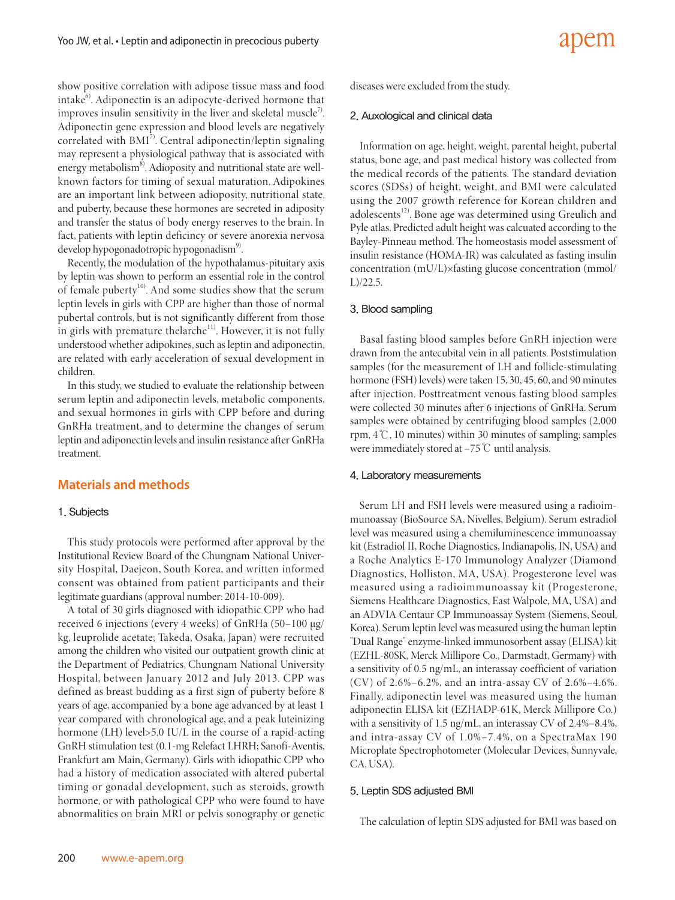show positive correlation with adipose tissue mass and food intake[6]. Adiponectin is an adipocyte-derived hormone that improves insulin sensitivity in the liver and skeletal muscle[7]. Adiponectin gene expression and blood levels are negatively correlated with BMI[7]. Central adiponectin/leptin signaling may represent a physiological pathway that is associated with energy metabolism[8]. Adioposity and nutritional state are well-known factors for timing of sexual maturation. Adipokines are an important link between adioposity, nutritional state, and puberty, because these hormones are secreted in adiposity and transfer the status of body energy reserves to the brain. In fact, patients with leptin deficincy or severe anorexia nervosa develop hypogonadotropic hypogonadism[9].

Recently, the modulation of the hypothalamus-pituitary axis by leptin was shown to perform an essential role in the control of female puberty[10]. And some studies show that the serum leptin levels in girls with CPP are higher than those of normal pubertal controls, but is not significantly different from those in girls with premature thelarche[11]. However, it is not fully understood whether adipokines, such as leptin and adiponectin, are related with early acceleration of sexual development in children.

In this study, we studied to evaluate the relationship between serum leptin and adiponectin levels, metabolic components, and sexual hormones in girls with CPP before and during GnRHa treatment, and to determine the changes of serum leptin and adiponectin levels and insulin resistance after GnRHa treatment.

## Materials and methods

### 1. Subjects

This study protocols were performed after approval by the Institutional Review Board of the Chungnam National University Hospital, Daejeon, South Korea, and written informed consent was obtained from patient participants and their legitimate guardians (approval number: 2014-10-009).

A total of 30 girls diagnosed with idiopathic CPP who had received 6 injections (every 4 weeks) of GnRHa (50–100 μg/kg, leuprolide acetate; Takeda, Osaka, Japan) were recruited among the children who visited our outpatient growth clinic at the Department of Pediatrics, Chungnam National University Hospital, between January 2012 and July 2013. CPP was defined as breast budding as a first sign of puberty before 8 years of age, accompanied by a bone age advanced by at least 1 year compared with chronological age, and a peak luteinizing hormone (LH) level>5.0 IU/L in the course of a rapid-acting GnRH stimulation test (0.1-mg Relefact LHRH; Sanofi-Aventis, Frankfurt am Main, Germany). Girls with idiopathic CPP who had a history of medication associated with altered pubertal timing or gonadal development, such as steroids, growth hormone, or with pathological CPP who were found to have abnormalities on brain MRI or pelvis sonography or genetic diseases were excluded from the study.

### 2. Auxological and clinical data

Information on age, height, weight, parental height, pubertal status, bone age, and past medical history was collected from the medical records of the patients. The standard deviation scores (SDSs) of height, weight, and BMI were calculated using the 2007 growth reference for Korean children and adolescents[12]. Bone age was determined using Greulich and Pyle atlas. Predicted adult height was calcuated according to the Bayley-Pinneau method. The homeostasis model assessment of insulin resistance (HOMA-IR) was calculated as fasting insulin concentration (mU/L)×fasting glucose concentration (mmol/L)/22.5.

### 3. Blood sampling

Basal fasting blood samples before GnRH injection were drawn from the antecubital vein in all patients. Poststimulation samples (for the measurement of LH and follicle-stimulating hormone (FSH) levels) were taken 15, 30, 45, 60, and 90 minutes after injection. Posttreatment venous fasting blood samples were collected 30 minutes after 6 injections of GnRHa. Serum samples were obtained by centrifuging blood samples (2,000 rpm, 4℃, 10 minutes) within 30 minutes of sampling; samples were immediately stored at –75℃ until analysis.

### 4. Laboratory measurements

Serum LH and FSH levels were measured using a radioimmunoassay (BioSource SA, Nivelles, Belgium). Serum estradiol level was measured using a chemiluminescence immunoassay kit (Estradiol II, Roche Diagnostics, Indianapolis, IN, USA) and a Roche Analytics E-170 Immunology Analyzer (Diamond Diagnostics, Holliston, MA, USA). Progesterone level was measured using a radioimmunoassay kit (Progesterone, Siemens Healthcare Diagnostics, East Walpole, MA, USA) and an ADVIA Centaur CP Immunoassay System (Siemens, Seoul, Korea). Serum leptin level was measured using the human leptin "Dual Range" enzyme-linked immunosorbent assay (ELISA) kit (EZHL-80SK, Merck Millipore Co., Darmstadt, Germany) with a sensitivity of 0.5 ng/mL, an interassay coefficient of variation (CV) of 2.6%–6.2%, and an intra-assay CV of 2.6%–4.6%. Finally, adiponectin level was measured using the human adiponectin ELISA kit (EZHADP-61K, Merck Millipore Co.) with a sensitivity of 1.5 ng/mL, an interassay CV of 2.4%–8.4%, and intra-assay CV of 1.0%–7.4%, on a SpectraMax 190 Microplate Spectrophotometer (Molecular Devices, Sunnyvale, CA, USA).

### 5. Leptin SDS adjusted BMI

The calculation of leptin SDS adjusted for BMI was based on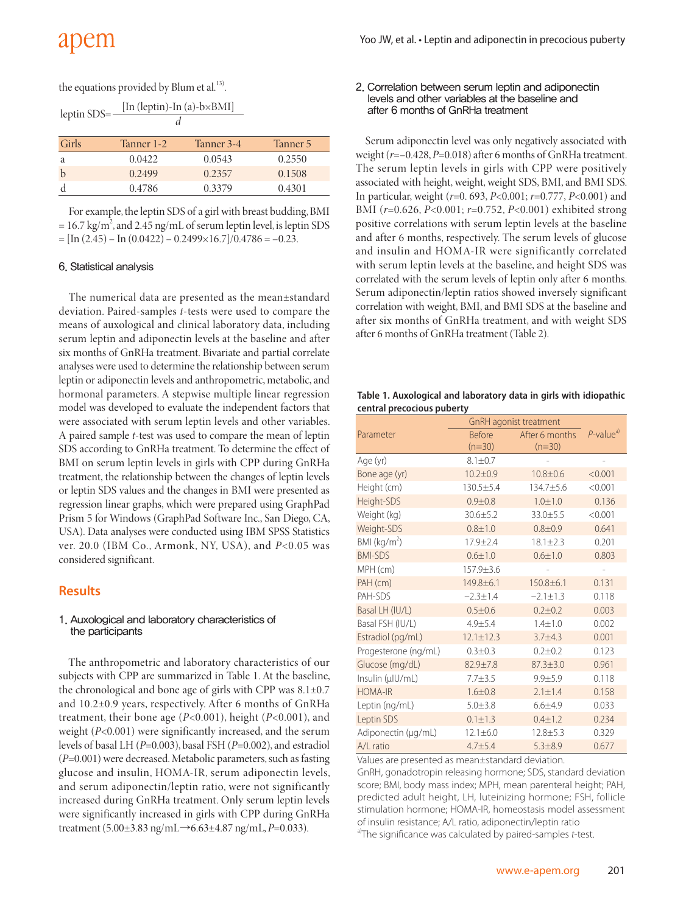the equations provided by Blum et al.[13].

$$\text{leptin SDS}=\frac{[\ln(\text{leptin})-\ln(a)-b\times \text{BMI}]}{d}$$

| Girls | Tanner 1-2 | Tanner 3-4 | Tanner 5 |
|---|---|---|---|
| a | 0.0422 | 0.0543 | 0.2550 |
| b | 0.2499 | 0.2357 | 0.1508 |
| d | 0.4786 | 0.3379 | 0.4301 |

For example, the leptin SDS of a girl with breast budding, BMI = 16.7 kg/m$^2$, and 2.45 ng/mL of serum leptin level, is leptin SDS = [In (2.45) – In (0.0422) – 0.2499×16.7]/0.4786 = –0.23.

### 6. Statistical analysis

The numerical data are presented as the mean±standard deviation. Paired-samples *t*-tests were used to compare the means of auxological and clinical laboratory data, including serum leptin and adiponectin levels at the baseline and after six months of GnRHa treatment. Bivariate and partial correlate analyses were used to determine the relationship between serum leptin or adiponectin levels and anthropometric, metabolic, and hormonal parameters. A stepwise multiple linear regression model was developed to evaluate the independent factors that were associated with serum leptin levels and other variables. A paired sample *t*-test was used to compare the mean of leptin SDS according to GnRHa treatment. To determine the effect of BMI on serum leptin levels in girls with CPP during GnRHa treatment, the relationship between the changes of leptin levels or leptin SDS values and the changes in BMI were presented as regression linear graphs, which were prepared using GraphPad Prism 5 for Windows (GraphPad Software Inc., San Diego, CA, USA). Data analyses were conducted using IBM SPSS Statistics ver. 20.0 (IBM Co., Armonk, NY, USA), and *P*<0.05 was considered significant.

## Results

### 1. Auxological and laboratory characteristics of the participants

The anthropometric and laboratory characteristics of our subjects with CPP are summarized in Table 1. At the baseline, the chronological and bone age of girls with CPP was 8.1±0.7 and 10.2±0.9 years, respectively. After 6 months of GnRHa treatment, their bone age (*P*<0.001), height (*P*<0.001), and weight (*P*<0.001) were significantly increased, and the serum levels of basal LH (*P*=0.003), basal FSH (*P*=0.002), and estradiol (*P*=0.001) were decreased. Metabolic parameters, such as fasting glucose and insulin, HOMA-IR, serum adiponectin levels, and serum adiponectin/leptin ratio, were not significantly increased during GnRHa treatment. Only serum leptin levels were significantly increased in girls with CPP during GnRHa treatment (5.00±3.83 ng/mL→6.63±4.87 ng/mL, *P*=0.033).

### 2. Correlation between serum leptin and adiponectin levels and other variables at the baseline and after 6 months of GnRHa treatment

Serum adiponectin level was only negatively associated with weight (*r*=–0.428, *P*=0.018) after 6 months of GnRHa treatment. The serum leptin levels in girls with CPP were positively associated with height, weight, weight SDS, BMI, and BMI SDS. In particular, weight (*r*=0. 693, *P*<0.001; *r*=0.777, *P*<0.001) and BMI (*r*=0.626, *P*<0.001; *r*=0.752, *P*<0.001) exhibited strong positive correlations with serum leptin levels at the baseline and after 6 months, respectively. The serum levels of glucose and insulin and HOMA-IR were significantly correlated with serum leptin levels at the baseline, and height SDS was correlated with the serum levels of leptin only after 6 months. Serum adiponectin/leptin ratios showed inversely significant correlation with weight, BMI, and BMI SDS at the baseline and after six months of GnRHa treatment, and with weight SDS after 6 months of GnRHa treatment (Table 2).

**Table 1. Auxological and laboratory data in girls with idiopathic central precocious puberty**

| Parameter | GnRH agonist treatment | | *P*-value[a] |
|---|---|---|---|
| | Before (n=30) | After 6 months (n=30) | |
| Age (yr) | 8.1±0.7 | - | - |
| Bone age (yr) | 10.2±0.9 | 10.8±0.6 | <0.001 |
| Height (cm) | 130.5±5.4 | 134.7±5.6 | <0.001 |
| Height-SDS | 0.9±0.8 | 1.0±1.0 | 0.136 |
| Weight (kg) | 30.6±5.2 | 33.0±5.5 | <0.001 |
| Weight-SDS | 0.8±1.0 | 0.8±0.9 | 0.641 |
| BMI (kg/m$^2$) | 17.9±2.4 | 18.1±2.3 | 0.201 |
| BMI-SDS | 0.6±1.0 | 0.6±1.0 | 0.803 |
| MPH (cm) | 157.9±3.6 | - | - |
| PAH (cm) | 149.8±6.1 | 150.8±6.1 | 0.131 |
| PAH-SDS | −2.3±1.4 | −2.1±1.3 | 0.118 |
| Basal LH (IU/L) | 0.5±0.6 | 0.2±0.2 | 0.003 |
| Basal FSH (IU/L) | 4.9±5.4 | 1.4±1.0 | 0.002 |
| Estradiol (pg/mL) | 12.1±12.3 | 3.7±4.3 | 0.001 |
| Progesterone (ng/mL) | 0.3±0.3 | 0.2±0.2 | 0.123 |
| Glucose (mg/dL) | 82.9±7.8 | 87.3±3.0 | 0.961 |
| Insulin (μIU/mL) | 7.7±3.5 | 9.9±5.9 | 0.118 |
| HOMA-IR | 1.6±0.8 | 2.1±1.4 | 0.158 |
| Leptin (ng/mL) | 5.0±3.8 | 6.6±4.9 | 0.033 |
| Leptin SDS | 0.1±1.3 | 0.4±1.2 | 0.234 |
| Adiponectin (μg/mL) | 12.1±6.0 | 12.8±5.3 | 0.329 |
| A/L ratio | 4.7±5.4 | 5.3±8.9 | 0.677 |

Values are presented as mean±standard deviation.
GnRH, gonadotropin releasing hormone; SDS, standard deviation score; BMI, body mass index; MPH, mean parenteral height; PAH, predicted adult height, LH, luteinizing hormone; FSH, follicle stimulation hormone; HOMA-IR, homeostasis model assessment of insulin resistance; A/L ratio, adiponectin/leptin ratio
[a]The significance was calculated by paired-samples *t*-test.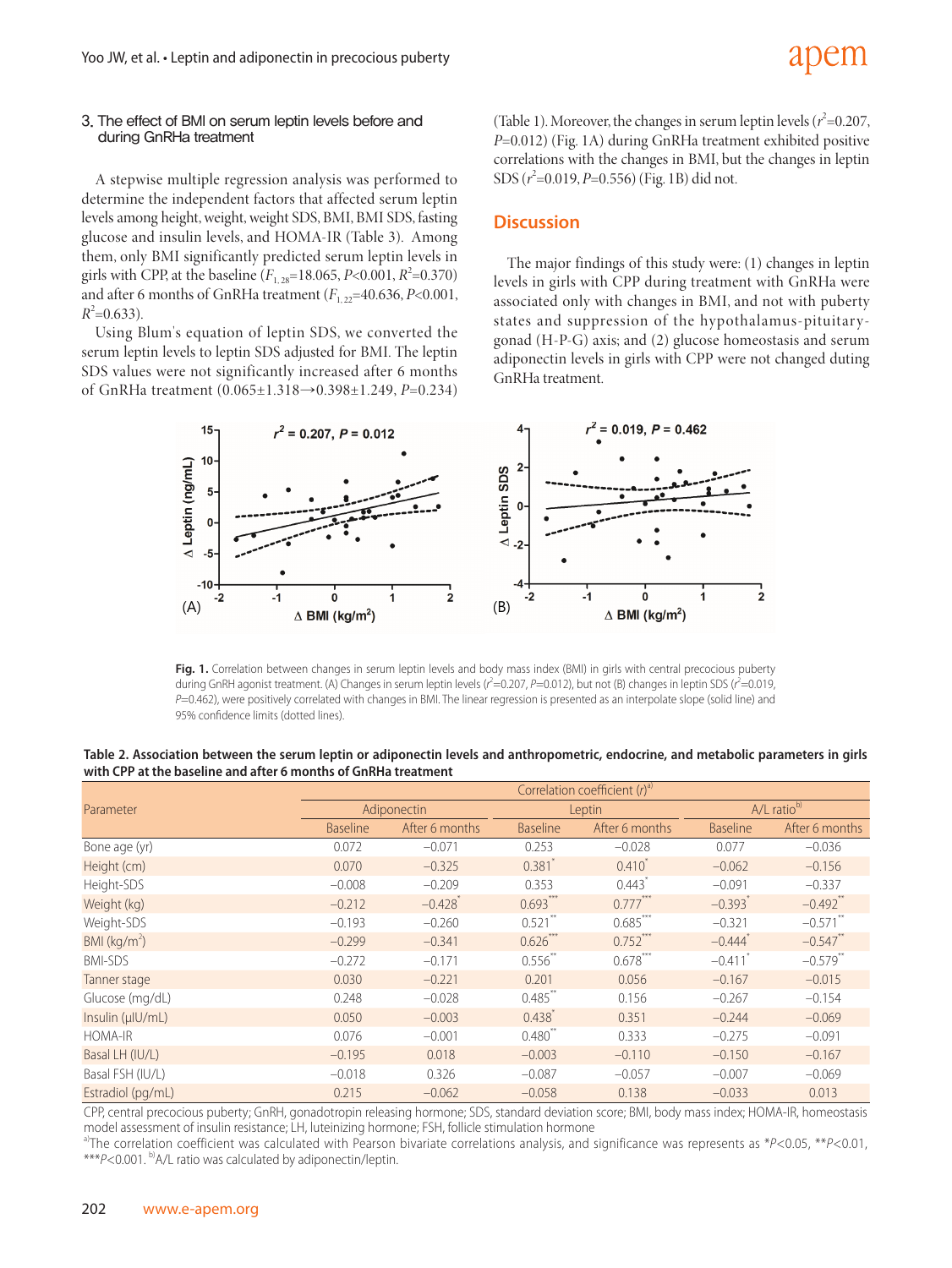### 3. The effect of BMI on serum leptin levels before and during GnRHa treatment

A stepwise multiple regression analysis was performed to determine the independent factors that affected serum leptin levels among height, weight, weight SDS, BMI, BMI SDS, fasting glucose and insulin levels, and HOMA-IR (Table 3). Among them, only BMI significantly predicted serum leptin levels in girls with CPP, at the baseline ($F_{1, 28}$=18.065, $P$<0.001, $R^2$=0.370) and after 6 months of GnRHa treatment ($F_{1, 22}$=40.636, $P$<0.001, $R^2$=0.633).

Using Blum's equation of leptin SDS, we converted the serum leptin levels to leptin SDS adjusted for BMI. The leptin SDS values were not significantly increased after 6 months of GnRHa treatment (0.065±1.318→0.398±1.249, $P$=0.234) (Table 1). Moreover, the changes in serum leptin levels ($r^2$=0.207, $P$=0.012) (Fig. 1A) during GnRHa treatment exhibited positive correlations with the changes in BMI, but the changes in leptin SDS ($r^2$=0.019, $P$=0.556) (Fig. 1B) did not.

## Discussion

The major findings of this study were: (1) changes in leptin levels in girls with CPP during treatment with GnRHa were associated only with changes in BMI, and not with puberty states and suppression of the hypothalamus-pituitary-gonad (H-P-G) axis; and (2) glucose homeostasis and serum adiponectin levels in girls with CPP were not changed duting GnRHa treatment.

**Fig. 1.** Correlation between changes in serum leptin levels and body mass index (BMI) in girls with central precocious puberty during GnRH agonist treatment. (A) Changes in serum leptin levels ($r^2$=0.207, $P$=0.012), but not (B) changes in leptin SDS ($r^2$=0.019, $P$=0.462), were positively correlated with changes in BMI. The linear regression is presented as an interpolate slope (solid line) and 95% confidence limits (dotted lines).

**Table 2. Association between the serum leptin or adiponectin levels and anthropometric, endocrine, and metabolic parameters in girls with CPP at the baseline and after 6 months of GnRHa treatment**

| Parameter | Correlation coefficient ($r$)[a] | | | | | |
|---|---|---|---|---|---|---|
| | Adiponectin | | Leptin | | A/L ratio[b] | |
| | Baseline | After 6 months | Baseline | After 6 months | Baseline | After 6 months |
| Bone age (yr) | 0.072 | −0.071 | 0.253 | −0.028 | 0.077 | −0.036 |
| Height (cm) | 0.070 | −0.325 | 0.381* | 0.410* | −0.062 | −0.156 |
| Height-SDS | −0.008 | −0.209 | 0.353 | 0.443* | −0.091 | −0.337 |
| Weight (kg) | −0.212 | −0.428* | 0.693*** | 0.777*** | −0.393* | −0.492** |
| Weight-SDS | −0.193 | −0.260 | 0.521** | 0.685*** | −0.321 | −0.571** |
| BMI (kg/m²) | −0.299 | −0.341 | 0.626*** | 0.752*** | −0.444* | −0.547** |
| BMI-SDS | −0.272 | −0.171 | 0.556** | 0.678*** | −0.411* | −0.579** |
| Tanner stage | 0.030 | −0.221 | 0.201 | 0.056 | −0.167 | −0.015 |
| Glucose (mg/dL) | 0.248 | −0.028 | 0.485** | 0.156 | −0.267 | −0.154 |
| Insulin (µIU/mL) | 0.050 | −0.003 | 0.438* | 0.351 | −0.244 | −0.069 |
| HOMA-IR | 0.076 | −0.001 | 0.480** | 0.333 | −0.275 | −0.091 |
| Basal LH (IU/L) | −0.195 | 0.018 | −0.003 | −0.110 | −0.150 | −0.167 |
| Basal FSH (IU/L) | −0.018 | 0.326 | −0.087 | −0.057 | −0.007 | −0.069 |
| Estradiol (pg/mL) | 0.215 | −0.062 | −0.058 | 0.138 | −0.033 | 0.013 |

CPP, central precocious puberty; GnRH, gonadotropin releasing hormone; SDS, standard deviation score; BMI, body mass index; HOMA-IR, homeostasis model assessment of insulin resistance; LH, luteinizing hormone; FSH, follicle stimulation hormone

[a]The correlation coefficient was calculated with Pearson bivariate correlations analysis, and significance was represents as *$P$<0.05, **$P$<0.01, ***$P$<0.001. [b]A/L ratio was calculated by adiponectin/leptin.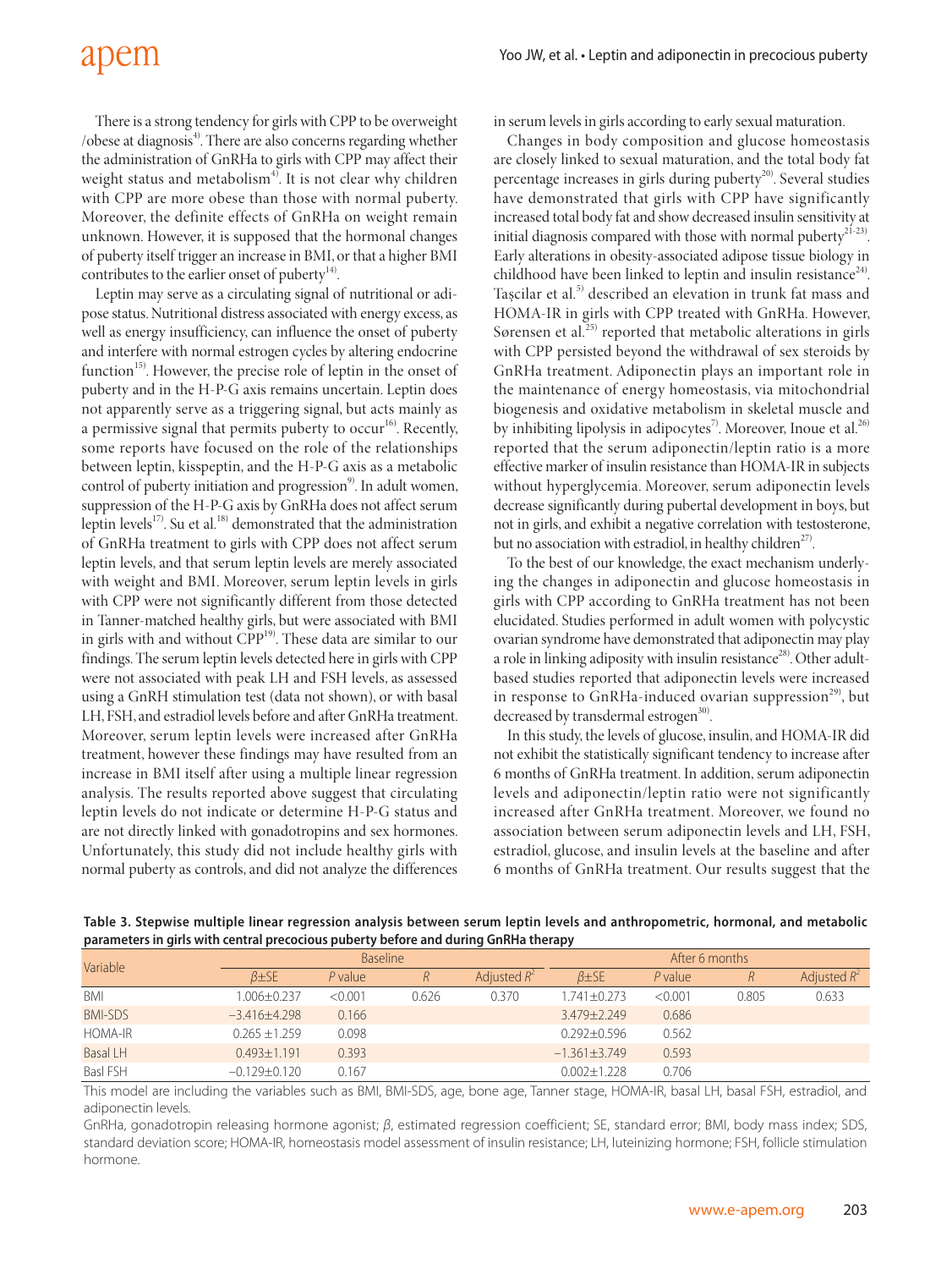There is a strong tendency for girls with CPP to be overweight /obese at diagnosis[4]. There are also concerns regarding whether the administration of GnRHa to girls with CPP may affect their weight status and metabolism[4]. It is not clear why children with CPP are more obese than those with normal puberty. Moreover, the definite effects of GnRHa on weight remain unknown. However, it is supposed that the hormonal changes of puberty itself trigger an increase in BMI, or that a higher BMI contributes to the earlier onset of puberty[14].

Leptin may serve as a circulating signal of nutritional or adipose status. Nutritional distress associated with energy excess, as well as energy insufficiency, can influence the onset of puberty and interfere with normal estrogen cycles by altering endocrine function[15]. However, the precise role of leptin in the onset of puberty and in the H-P-G axis remains uncertain. Leptin does not apparently serve as a triggering signal, but acts mainly as a permissive signal that permits puberty to occur[16]. Recently, some reports have focused on the role of the relationships between leptin, kisspeptin, and the H-P-G axis as a metabolic control of puberty initiation and progression[9]. In adult women, suppression of the H-P-G axis by GnRHa does not affect serum leptin levels[17]. Su et al.[18] demonstrated that the administration of GnRHa treatment to girls with CPP does not affect serum leptin levels, and that serum leptin levels are merely associated with weight and BMI. Moreover, serum leptin levels in girls with CPP were not significantly different from those detected in Tanner-matched healthy girls, but were associated with BMI in girls with and without CPP[19]. These data are similar to our findings. The serum leptin levels detected here in girls with CPP were not associated with peak LH and FSH levels, as assessed using a GnRH stimulation test (data not shown), or with basal LH, FSH, and estradiol levels before and after GnRHa treatment. Moreover, serum leptin levels were increased after GnRHa treatment, however these findings may have resulted from an increase in BMI itself after using a multiple linear regression analysis. The results reported above suggest that circulating leptin levels do not indicate or determine H-P-G status and are not directly linked with gonadotropins and sex hormones. Unfortunately, this study did not include healthy girls with normal puberty as controls, and did not analyze the differences in serum levels in girls according to early sexual maturation.

Changes in body composition and glucose homeostasis are closely linked to sexual maturation, and the total body fat percentage increases in girls during puberty[20]. Several studies have demonstrated that girls with CPP have significantly increased total body fat and show decreased insulin sensitivity at initial diagnosis compared with those with normal puberty[21-23]. Early alterations in obesity-associated adipose tissue biology in childhood have been linked to leptin and insulin resistance[24]. Taşcilar et al.[5] described an elevation in trunk fat mass and HOMA-IR in girls with CPP treated with GnRHa. However, Sørensen et al.[25] reported that metabolic alterations in girls with CPP persisted beyond the withdrawal of sex steroids by GnRHa treatment. Adiponectin plays an important role in the maintenance of energy homeostasis, via mitochondrial biogenesis and oxidative metabolism in skeletal muscle and by inhibiting lipolysis in adipocytes[7]. Moreover, Inoue et al.[26] reported that the serum adiponectin/leptin ratio is a more effective marker of insulin resistance than HOMA-IR in subjects without hyperglycemia. Moreover, serum adiponectin levels decrease significantly during pubertal development in boys, but not in girls, and exhibit a negative correlation with testosterone, but no association with estradiol, in healthy children[27].

To the best of our knowledge, the exact mechanism underlying the changes in adiponectin and glucose homeostasis in girls with CPP according to GnRHa treatment has not been elucidated. Studies performed in adult women with polycystic ovarian syndrome have demonstrated that adiponectin may play a role in linking adiposity with insulin resistance[28]. Other adult-based studies reported that adiponectin levels were increased in response to GnRHa-induced ovarian suppression[29], but decreased by transdermal estrogen[30].

In this study, the levels of glucose, insulin, and HOMA-IR did not exhibit the statistically significant tendency to increase after 6 months of GnRHa treatment. In addition, serum adiponectin levels and adiponectin/leptin ratio were not significantly increased after GnRHa treatment. Moreover, we found no association between serum adiponectin levels and LH, FSH, estradiol, glucose, and insulin levels at the baseline and after 6 months of GnRHa treatment. Our results suggest that the

**Table 3. Stepwise multiple linear regression analysis between serum leptin levels and anthropometric, hormonal, and metabolic parameters in girls with central precocious puberty before and during GnRHa therapy**

| Variable | Baseline | | | | After 6 months | | | |
|---|---|---|---|---|---|---|---|---|
| | $\beta$±SE | *P* value | *R* | Adjusted $R^2$ | $\beta$±SE | *P* value | *R* | Adjusted $R^2$ |
| BMI | 1.006±0.237 | <0.001 | 0.626 | 0.370 | 1.741±0.273 | <0.001 | 0.805 | 0.633 |
| BMI-SDS | −3.416±4.298 | 0.166 | | | 3.479±2.249 | 0.686 | | |
| HOMA-IR | 0.265 ±1.259 | 0.098 | | | 0.292±0.596 | 0.562 | | |
| Basal LH | 0.493±1.191 | 0.393 | | | −1.361±3.749 | 0.593 | | |
| Basl FSH | −0.129±0.120 | 0.167 | | | 0.002±1.228 | 0.706 | | |

This model are including the variables such as BMI, BMI-SDS, age, bone age, Tanner stage, HOMA-IR, basal LH, basal FSH, estradiol, and adiponectin levels.

GnRHa, gonadotropin releasing hormone agonist; $\beta$, estimated regression coefficient; SE, standard error; BMI, body mass index; SDS, standard deviation score; HOMA-IR, homeostasis model assessment of insulin resistance; LH, luteinizing hormone; FSH, follicle stimulation hormone.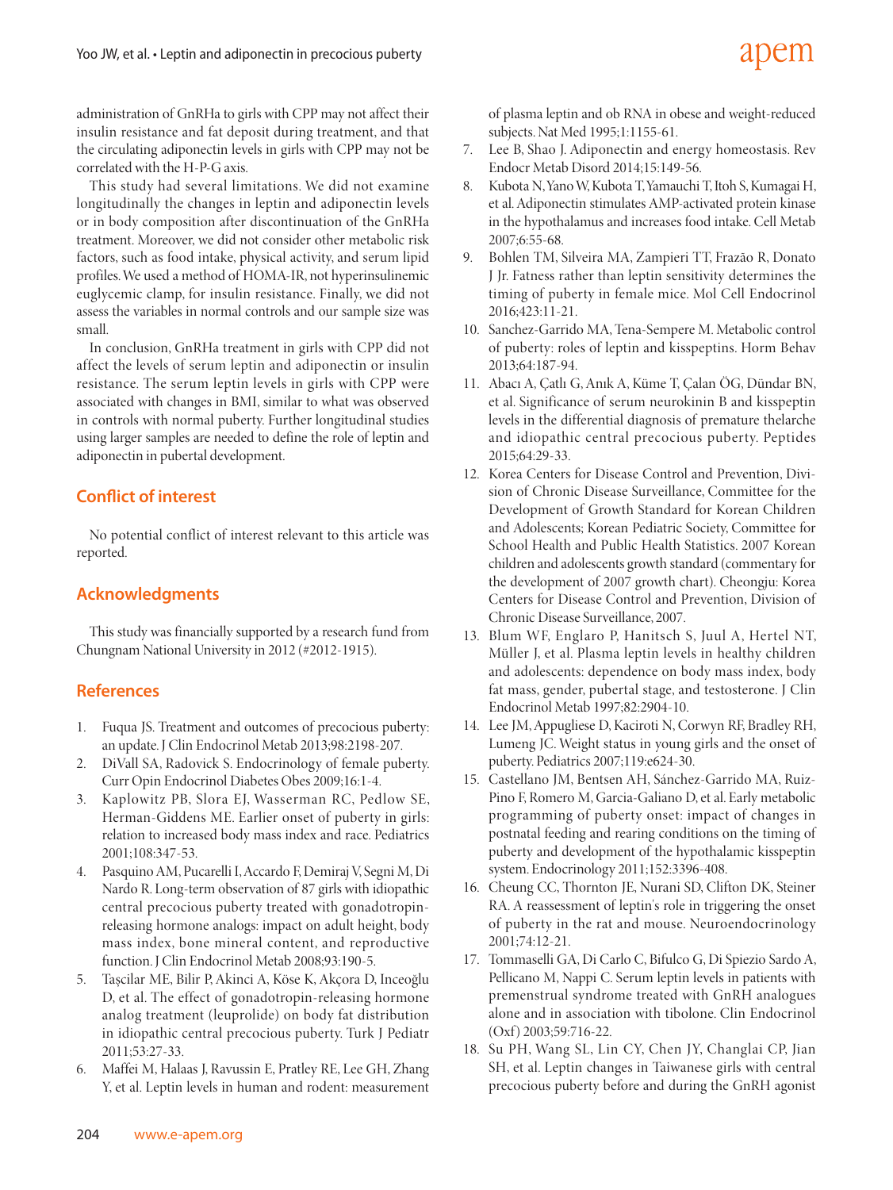administration of GnRHa to girls with CPP may not affect their insulin resistance and fat deposit during treatment, and that the circulating adiponectin levels in girls with CPP may not be correlated with the H-P-G axis.

This study had several limitations. We did not examine longitudinally the changes in leptin and adiponectin levels or in body composition after discontinuation of the GnRHa treatment. Moreover, we did not consider other metabolic risk factors, such as food intake, physical activity, and serum lipid profiles. We used a method of HOMA-IR, not hyperinsulinemic euglycemic clamp, for insulin resistance. Finally, we did not assess the variables in normal controls and our sample size was small.

In conclusion, GnRHa treatment in girls with CPP did not affect the levels of serum leptin and adiponectin or insulin resistance. The serum leptin levels in girls with CPP were associated with changes in BMI, similar to what was observed in controls with normal puberty. Further longitudinal studies using larger samples are needed to define the role of leptin and adiponectin in pubertal development.

## Conflict of interest

No potential conflict of interest relevant to this article was reported.

## Acknowledgments

This study was financially supported by a research fund from Chungnam National University in 2012 (#2012-1915).

## References

1. Fuqua JS. Treatment and outcomes of precocious puberty: an update. J Clin Endocrinol Metab 2013;98:2198-207.
2. DiVall SA, Radovick S. Endocrinology of female puberty. Curr Opin Endocrinol Diabetes Obes 2009;16:1-4.
3. Kaplowitz PB, Slora EJ, Wasserman RC, Pedlow SE, Herman-Giddens ME. Earlier onset of puberty in girls: relation to increased body mass index and race. Pediatrics 2001;108:347-53.
4. Pasquino AM, Pucarelli I, Accardo F, Demiraj V, Segni M, Di Nardo R. Long-term observation of 87 girls with idiopathic central precocious puberty treated with gonadotropin-releasing hormone analogs: impact on adult height, body mass index, bone mineral content, and reproductive function. J Clin Endocrinol Metab 2008;93:190-5.
5. Taşcilar ME, Bilir P, Akinci A, Köse K, Akçora D, Inceoğlu D, et al. The effect of gonadotropin-releasing hormone analog treatment (leuprolide) on body fat distribution in idiopathic central precocious puberty. Turk J Pediatr 2011;53:27-33.
6. Maffei M, Halaas J, Ravussin E, Pratley RE, Lee GH, Zhang Y, et al. Leptin levels in human and rodent: measurement of plasma leptin and ob RNA in obese and weight-reduced subjects. Nat Med 1995;1:1155-61.
7. Lee B, Shao J. Adiponectin and energy homeostasis. Rev Endocr Metab Disord 2014;15:149-56.
8. Kubota N, Yano W, Kubota T, Yamauchi T, Itoh S, Kumagai H, et al. Adiponectin stimulates AMP-activated protein kinase in the hypothalamus and increases food intake. Cell Metab 2007;6:55-68.
9. Bohlen TM, Silveira MA, Zampieri TT, Frazão R, Donato J Jr. Fatness rather than leptin sensitivity determines the timing of puberty in female mice. Mol Cell Endocrinol 2016;423:11-21.
10. Sanchez-Garrido MA, Tena-Sempere M. Metabolic control of puberty: roles of leptin and kisspeptins. Horm Behav 2013;64:187-94.
11. Abacı A, Çatlı G, Anık A, Küme T, Çalan ÖG, Dündar BN, et al. Significance of serum neurokinin B and kisspeptin levels in the differential diagnosis of premature thelarche and idiopathic central precocious puberty. Peptides 2015;64:29-33.
12. Korea Centers for Disease Control and Prevention, Division of Chronic Disease Surveillance, Committee for the Development of Growth Standard for Korean Children and Adolescents; Korean Pediatric Society, Committee for School Health and Public Health Statistics. 2007 Korean children and adolescents growth standard (commentary for the development of 2007 growth chart). Cheongju: Korea Centers for Disease Control and Prevention, Division of Chronic Disease Surveillance, 2007.
13. Blum WF, Englaro P, Hanitsch S, Juul A, Hertel NT, Müller J, et al. Plasma leptin levels in healthy children and adolescents: dependence on body mass index, body fat mass, gender, pubertal stage, and testosterone. J Clin Endocrinol Metab 1997;82:2904-10.
14. Lee JM, Appugliese D, Kaciroti N, Corwyn RF, Bradley RH, Lumeng JC. Weight status in young girls and the onset of puberty. Pediatrics 2007;119:e624-30.
15. Castellano JM, Bentsen AH, Sánchez-Garrido MA, Ruiz-Pino F, Romero M, Garcia-Galiano D, et al. Early metabolic programming of puberty onset: impact of changes in postnatal feeding and rearing conditions on the timing of puberty and development of the hypothalamic kisspeptin system. Endocrinology 2011;152:3396-408.
16. Cheung CC, Thornton JE, Nurani SD, Clifton DK, Steiner RA. A reassessment of leptin's role in triggering the onset of puberty in the rat and mouse. Neuroendocrinology 2001;74:12-21.
17. Tommaselli GA, Di Carlo C, Bifulco G, Di Spiezio Sardo A, Pellicano M, Nappi C. Serum leptin levels in patients with premenstrual syndrome treated with GnRH analogues alone and in association with tibolone. Clin Endocrinol (Oxf) 2003;59:716-22.
18. Su PH, Wang SL, Lin CY, Chen JY, Changlai CP, Jian SH, et al. Leptin changes in Taiwanese girls with central precocious puberty before and during the GnRH agonist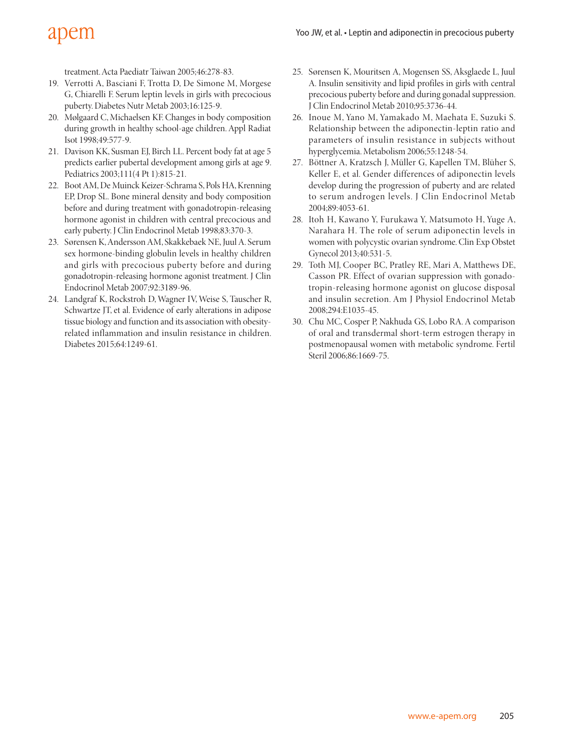treatment. Acta Paediatr Taiwan 2005;46:278-83.

19. Verrotti A, Basciani F, Trotta D, De Simone M, Morgese G, Chiarelli F. Serum leptin levels in girls with precocious puberty. Diabetes Nutr Metab 2003;16:125-9.
20. Mølgaard C, Michaelsen KF. Changes in body composition during growth in healthy school-age children. Appl Radiat Isot 1998;49:577-9.
21. Davison KK, Susman EJ, Birch LL. Percent body fat at age 5 predicts earlier pubertal development among girls at age 9. Pediatrics 2003;111(4 Pt 1):815-21.
22. Boot AM, De Muinck Keizer-Schrama S, Pols HA, Krenning EP, Drop SL. Bone mineral density and body composition before and during treatment with gonadotropin-releasing hormone agonist in children with central precocious and early puberty. J Clin Endocrinol Metab 1998;83:370-3.
23. Sørensen K, Andersson AM, Skakkebaek NE, Juul A. Serum sex hormone-binding globulin levels in healthy children and girls with precocious puberty before and during gonadotropin-releasing hormone agonist treatment. J Clin Endocrinol Metab 2007;92:3189-96.
24. Landgraf K, Rockstroh D, Wagner IV, Weise S, Tauscher R, Schwartze JT, et al. Evidence of early alterations in adipose tissue biology and function and its association with obesity-related inflammation and insulin resistance in children. Diabetes 2015;64:1249-61.
25. Sørensen K, Mouritsen A, Mogensen SS, Aksglaede L, Juul A. Insulin sensitivity and lipid profiles in girls with central precocious puberty before and during gonadal suppression. J Clin Endocrinol Metab 2010;95:3736-44.
26. Inoue M, Yano M, Yamakado M, Maehata E, Suzuki S. Relationship between the adiponectin-leptin ratio and parameters of insulin resistance in subjects without hyperglycemia. Metabolism 2006;55:1248-54.
27. Böttner A, Kratzsch J, Müller G, Kapellen TM, Blüher S, Keller E, et al. Gender differences of adiponectin levels develop during the progression of puberty and are related to serum androgen levels. J Clin Endocrinol Metab 2004;89:4053-61.
28. Itoh H, Kawano Y, Furukawa Y, Matsumoto H, Yuge A, Narahara H. The role of serum adiponectin levels in women with polycystic ovarian syndrome. Clin Exp Obstet Gynecol 2013;40:531-5.
29. Toth MJ, Cooper BC, Pratley RE, Mari A, Matthews DE, Casson PR. Effect of ovarian suppression with gonadotropin-releasing hormone agonist on glucose disposal and insulin secretion. Am J Physiol Endocrinol Metab 2008;294:E1035-45.
30. Chu MC, Cosper P, Nakhuda GS, Lobo RA. A comparison of oral and transdermal short-term estrogen therapy in postmenopausal women with metabolic syndrome. Fertil Steril 2006;86:1669-75.